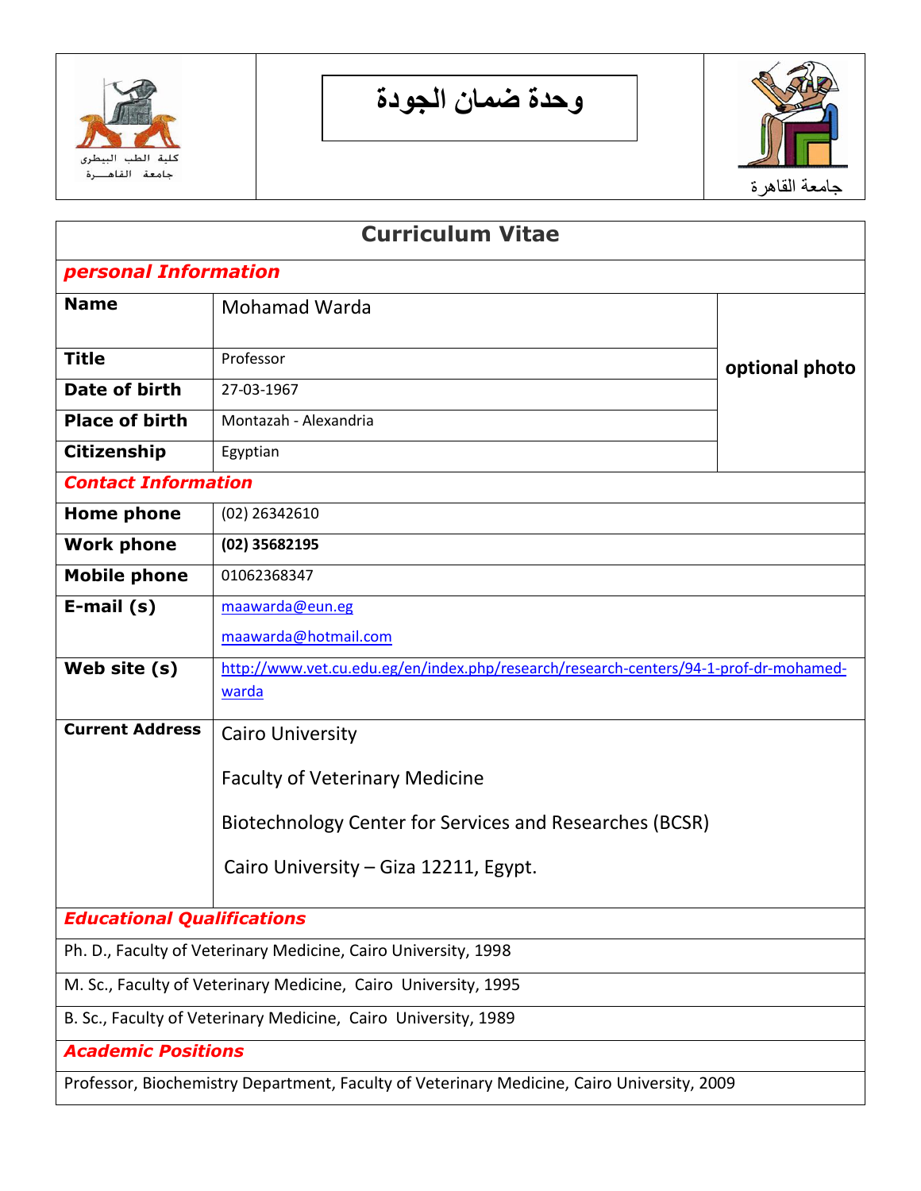| كلية الطب البيطرى جامعة القاهــرة | وحدة ضمان الجودة | جامعة القاهرة |
|---|---|---|

# Curriculum Vitae

## *personal Information*

| | | |
|---|---|---|
| **Name** | Mohamad Warda | optional photo |
| **Title** | Professor | |
| **Date of birth** | 27-03-1967 | |
| **Place of birth** | Montazah - Alexandria | |
| **Citizenship** | Egyptian | |

## *Contact Information*

| | |
|---|---|
| **Home phone** | (02) 26342610 |
| **Work phone** | **(02) 35682195** |
| **Mobile phone** | 01062368347 |
| **E-mail (s)** | maawarda@eun.eg<br>maawarda@hotmail.com |
| **Web site (s)** | http://www.vet.cu.edu.eg/en/index.php/research/research-centers/94-1-prof-dr-mohamed-warda |
| **Current Address** | Cairo University<br>Faculty of Veterinary Medicine<br>Biotechnology Center for Services and Researches (BCSR)<br>Cairo University – Giza 12211, Egypt. |

## *Educational Qualifications*

Ph. D., Faculty of Veterinary Medicine, Cairo University, 1998

M. Sc., Faculty of Veterinary Medicine, Cairo University, 1995

B. Sc., Faculty of Veterinary Medicine, Cairo University, 1989

## *Academic Positions*

Professor, Biochemistry Department, Faculty of Veterinary Medicine, Cairo University, 2009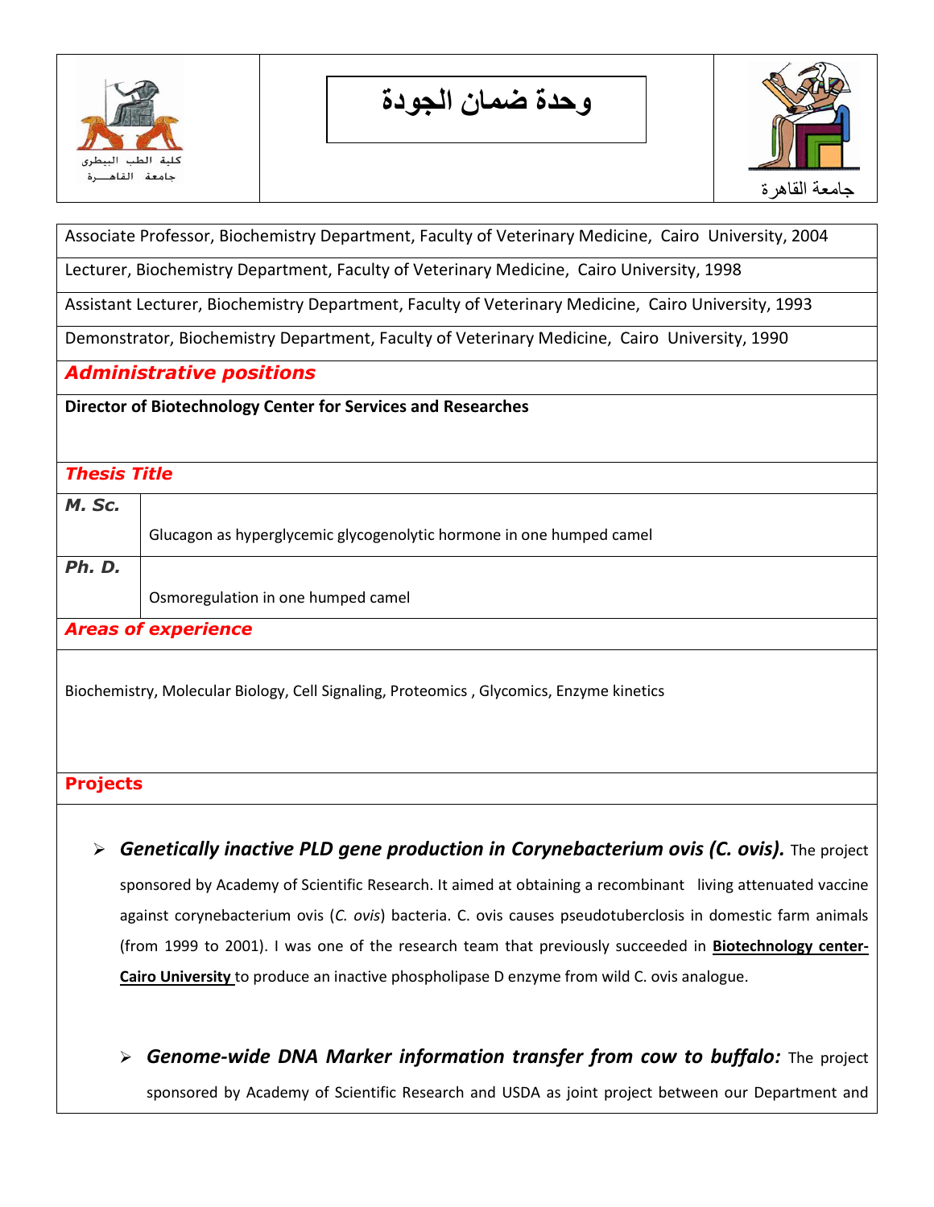Associate Professor, Biochemistry Department, Faculty of Veterinary Medicine, Cairo University, 2004

Lecturer, Biochemistry Department, Faculty of Veterinary Medicine, Cairo University, 1998

Assistant Lecturer, Biochemistry Department, Faculty of Veterinary Medicine, Cairo University, 1993

Demonstrator, Biochemistry Department, Faculty of Veterinary Medicine, Cairo University, 1990

## *Administrative positions*

**Director of Biotechnology Center for Services and Researches**

## *Thesis Title*

| | |
|---|---|
| ***M. Sc.*** | Glucagon as hyperglycemic glycogenolytic hormone in one humped camel |
| ***Ph. D.*** | Osmoregulation in one humped camel |

## *Areas of experience*

Biochemistry, Molecular Biology, Cell Signaling, Proteomics , Glycomics, Enzyme kinetics

## Projects

- ***Genetically inactive PLD gene production in Corynebacterium ovis (C. ovis).*** The project sponsored by Academy of Scientific Research. It aimed at obtaining a recombinant living attenuated vaccine against corynebacterium ovis (*C. ovis*) bacteria. C. ovis causes pseudotuberclosis in domestic farm animals (from 1999 to 2001). I was one of the research team that previously succeeded in **Biotechnology center-Cairo University** to produce an inactive phospholipase D enzyme from wild C. ovis analogue.

- ***Genome-wide DNA Marker information transfer from cow to buffalo:*** The project sponsored by Academy of Scientific Research and USDA as joint project between our Department and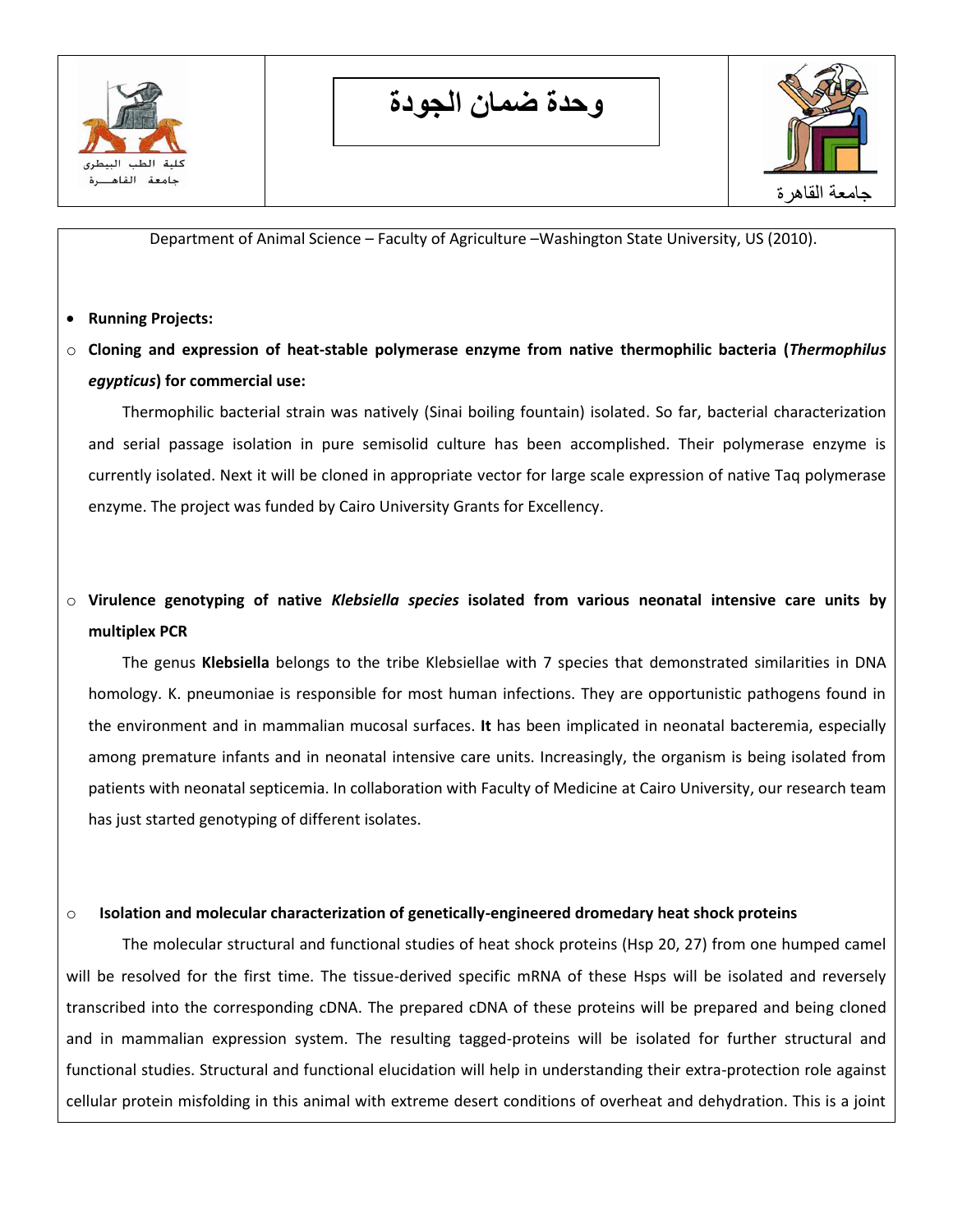Department of Animal Science – Faculty of Agriculture –Washington State University, US (2010).

- **Running Projects:**

  - **Cloning and expression of heat-stable polymerase enzyme from native thermophilic bacteria (*Thermophilus egypticus*) for commercial use:**

    Thermophilic bacterial strain was natively (Sinai boiling fountain) isolated. So far, bacterial characterization and serial passage isolation in pure semisolid culture has been accomplished. Their polymerase enzyme is currently isolated. Next it will be cloned in appropriate vector for large scale expression of native Taq polymerase enzyme. The project was funded by Cairo University Grants for Excellency.

  - **Virulence genotyping of native *Klebsiella species* isolated from various neonatal intensive care units by multiplex PCR**

    The genus **Klebsiella** belongs to the tribe Klebsiellae with 7 species that demonstrated similarities in DNA homology. K. pneumoniae is responsible for most human infections. They are opportunistic pathogens found in the environment and in mammalian mucosal surfaces. **It** has been implicated in neonatal bacteremia, especially among premature infants and in neonatal intensive care units. Increasingly, the organism is being isolated from patients with neonatal septicemia. In collaboration with Faculty of Medicine at Cairo University, our research team has just started genotyping of different isolates.

  - **Isolation and molecular characterization of genetically-engineered dromedary heat shock proteins**

The molecular structural and functional studies of heat shock proteins (Hsp 20, 27) from one humped camel will be resolved for the first time. The tissue-derived specific mRNA of these Hsps will be isolated and reversely transcribed into the corresponding cDNA. The prepared cDNA of these proteins will be prepared and being cloned and in mammalian expression system. The resulting tagged-proteins will be isolated for further structural and functional studies. Structural and functional elucidation will help in understanding their extra-protection role against cellular protein misfolding in this animal with extreme desert conditions of overheat and dehydration. This is a joint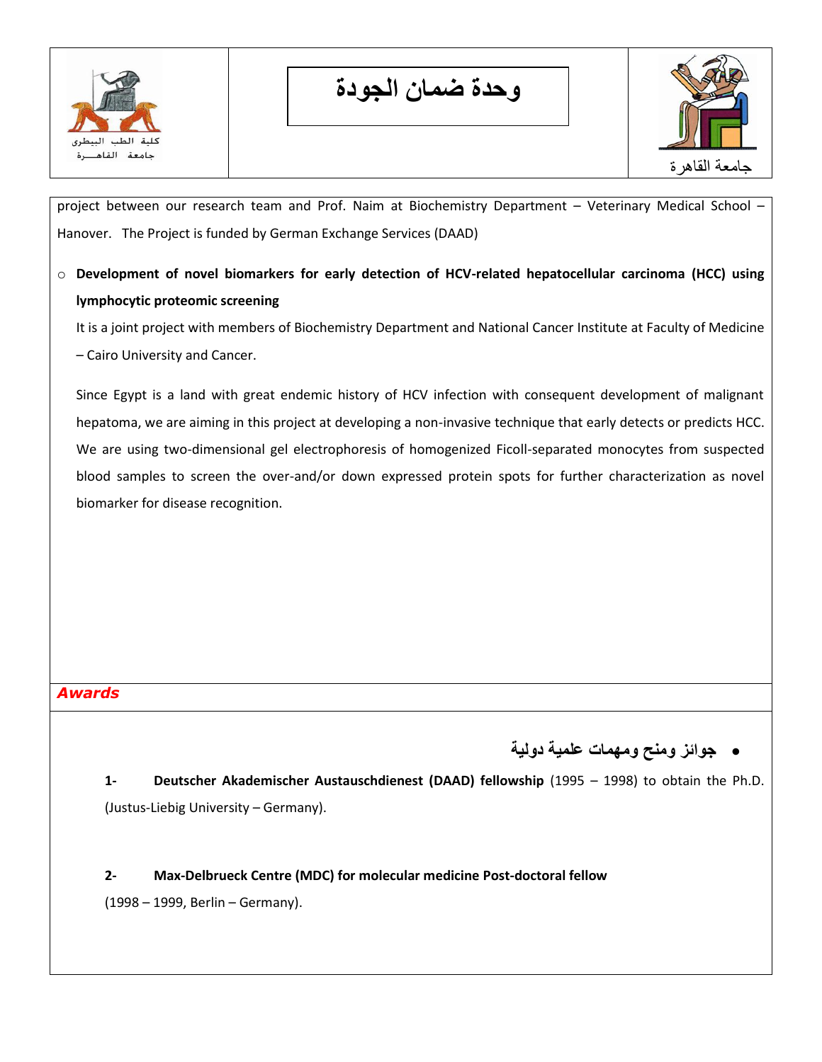project between our research team and Prof. Naim at Biochemistry Department – Veterinary Medical School – Hanover. The Project is funded by German Exchange Services (DAAD)

- **Development of novel biomarkers for early detection of HCV-related hepatocellular carcinoma (HCC) using lymphocytic proteomic screening**

  It is a joint project with members of Biochemistry Department and National Cancer Institute at Faculty of Medicine – Cairo University and Cancer.

  Since Egypt is a land with great endemic history of HCV infection with consequent development of malignant hepatoma, we are aiming in this project at developing a non-invasive technique that early detects or predicts HCC. We are using two-dimensional gel electrophoresis of homogenized Ficoll-separated monocytes from suspected blood samples to screen the over-and/or down expressed protein spots for further characterization as novel biomarker for disease recognition.

***Awards***

- **جوائز ومنح ومهمات علمية دولية**

1- **Deutscher Akademischer Austauschdienest (DAAD) fellowship** (1995 – 1998) to obtain the Ph.D. (Justus-Liebig University – Germany).

2- **Max-Delbrueck Centre (MDC) for molecular medicine Post-doctoral fellow** (1998 – 1999, Berlin – Germany).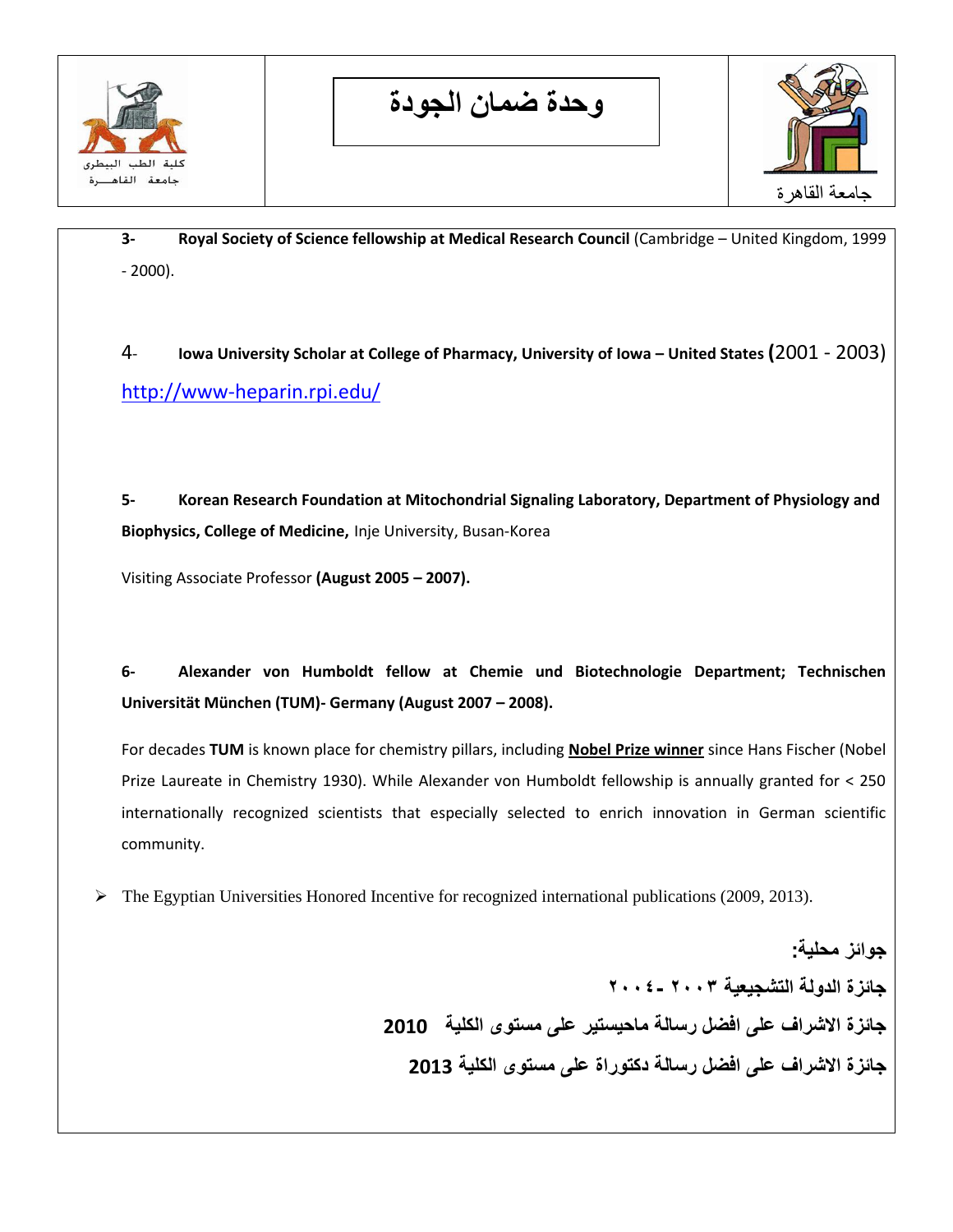**3- Royal Society of Science fellowship at Medical Research Council** (Cambridge – United Kingdom, 1999 - 2000).

4- **Iowa University Scholar at College of Pharmacy, University of Iowa – United States** (2001 - 2003) http://www-heparin.rpi.edu/

**5- Korean Research Foundation at Mitochondrial Signaling Laboratory, Department of Physiology and Biophysics, College of Medicine,** Inje University, Busan-Korea

Visiting Associate Professor **(August 2005 – 2007).**

**6- Alexander von Humboldt fellow at Chemie und Biotechnologie Department; Technischen Universität München (TUM)- Germany (August 2007 – 2008).**

For decades **TUM** is known place for chemistry pillars, including **Nobel Prize winner** since Hans Fischer (Nobel Prize Laureate in Chemistry 1930). While Alexander von Humboldt fellowship is annually granted for < 250 internationally recognized scientists that especially selected to enrich innovation in German scientific community.

- The Egyptian Universities Honored Incentive for recognized international publications (2009, 2013).

**جوائز محلية:**

**جائزة الدولة التشجيعية ٢٠٠٣ - ٢٠٠٤**

**جائزة الاشراف على افضل رسالة ماجستير على مستوى الكلية 2010**

**جائزة الاشراف على افضل رسالة دكتوراة على مستوى الكلية 2013**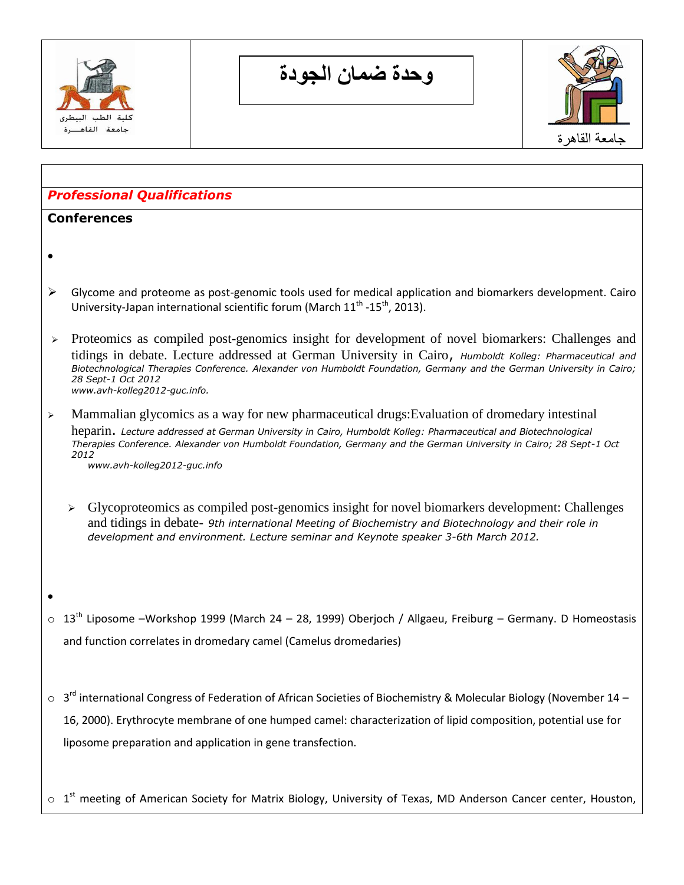## *Professional Qualifications*

### Conferences

- Glycome and proteome as post-genomic tools used for medical application and biomarkers development. Cairo University-Japan international scientific forum (March 11th -15th, 2013).

- Proteomics as compiled post-genomics insight for development of novel biomarkers: Challenges and tidings in debate. Lecture addressed at German University in Cairo, *Humboldt Kolleg: Pharmaceutical and Biotechnological Therapies Conference. Alexander von Humboldt Foundation, Germany and the German University in Cairo; 28 Sept-1 Oct 2012*
  *www.avh-kolleg2012-guc.info.*

- Mammalian glycomics as a way for new pharmaceutical drugs:Evaluation of dromedary intestinal heparin. *Lecture addressed at German University in Cairo, Humboldt Kolleg: Pharmaceutical and Biotechnological Therapies Conference. Alexander von Humboldt Foundation, Germany and the German University in Cairo; 28 Sept-1 Oct 2012*
  *www.avh-kolleg2012-guc.info*

- Glycoproteomics as compiled post-genomics insight for novel biomarkers development: Challenges and tidings in debate- *9th international Meeting of Biochemistry and Biotechnology and their role in development and environment. Lecture seminar and Keynote speaker 3-6th March 2012.*

- 13th Liposome –Workshop 1999 (March 24 – 28, 1999) Oberjoch / Allgaeu, Freiburg – Germany. D Homeostasis and function correlates in dromedary camel (Camelus dromedaries)

- 3rd international Congress of Federation of African Societies of Biochemistry & Molecular Biology (November 14 – 16, 2000). Erythrocyte membrane of one humped camel: characterization of lipid composition, potential use for liposome preparation and application in gene transfection.

- 1st meeting of American Society for Matrix Biology, University of Texas, MD Anderson Cancer center, Houston,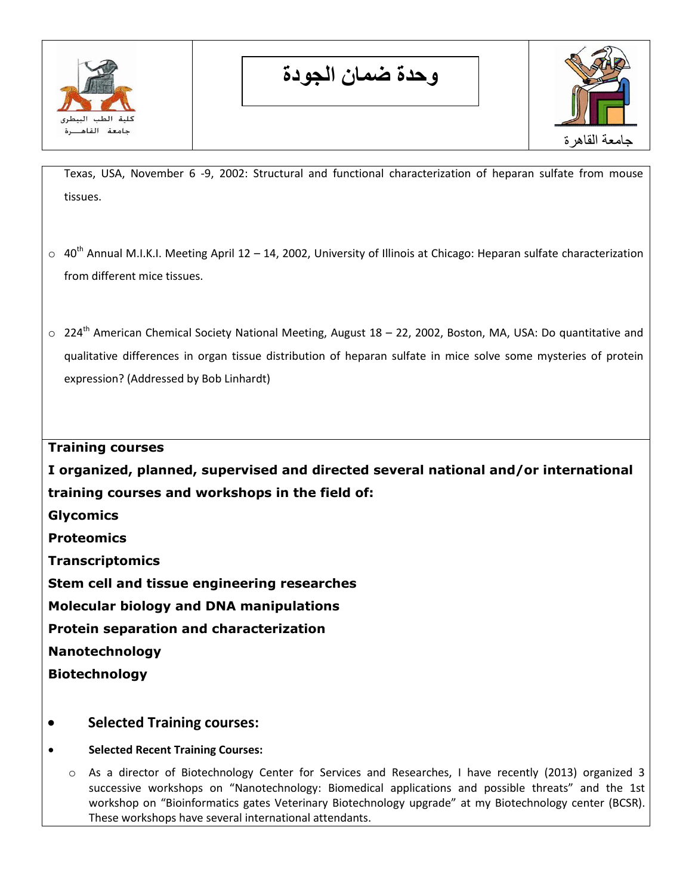Texas, USA, November 6 -9, 2002: Structural and functional characterization of heparan sulfate from mouse tissues.

- 40th Annual M.I.K.I. Meeting April 12 – 14, 2002, University of Illinois at Chicago: Heparan sulfate characterization from different mice tissues.

- 224th American Chemical Society National Meeting, August 18 – 22, 2002, Boston, MA, USA: Do quantitative and qualitative differences in organ tissue distribution of heparan sulfate in mice solve some mysteries of protein expression? (Addressed by Bob Linhardt)

**Training courses**

**I organized, planned, supervised and directed several national and/or international training courses and workshops in the field of:**

**Glycomics**

**Proteomics**

**Transcriptomics**

**Stem cell and tissue engineering researches**

**Molecular biology and DNA manipulations**

**Protein separation and characterization**

**Nanotechnology**

**Biotechnology**

- **Selected Training courses:**
- **Selected Recent Training Courses:**
    - As a director of Biotechnology Center for Services and Researches, I have recently (2013) organized 3 successive workshops on "Nanotechnology: Biomedical applications and possible threats" and the 1st workshop on "Bioinformatics gates Veterinary Biotechnology upgrade" at my Biotechnology center (BCSR). These workshops have several international attendants.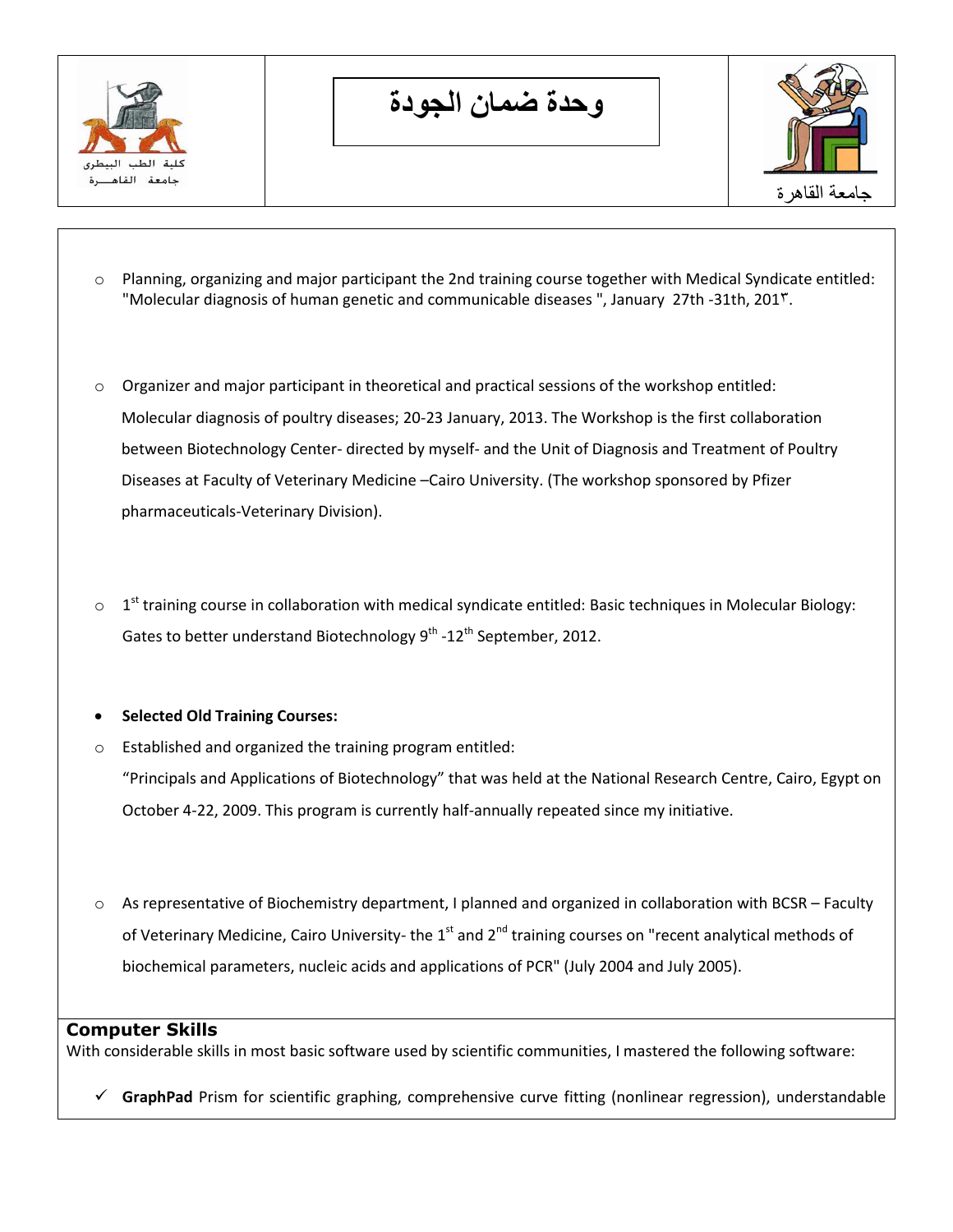- Planning, organizing and major participant the 2nd training course together with Medical Syndicate entitled: "Molecular diagnosis of human genetic and communicable diseases ", January 27th -31th, 201٣.

- Organizer and major participant in theoretical and practical sessions of the workshop entitled: Molecular diagnosis of poultry diseases; 20-23 January, 2013. The Workshop is the first collaboration between Biotechnology Center- directed by myself- and the Unit of Diagnosis and Treatment of Poultry Diseases at Faculty of Veterinary Medicine –Cairo University. (The workshop sponsored by Pfizer pharmaceuticals-Veterinary Division).

- 1st training course in collaboration with medical syndicate entitled: Basic techniques in Molecular Biology: Gates to better understand Biotechnology 9th -12th September, 2012.

- **Selected Old Training Courses:**

- Established and organized the training program entitled: "Principals and Applications of Biotechnology" that was held at the National Research Centre, Cairo, Egypt on October 4-22, 2009. This program is currently half-annually repeated since my initiative.

- As representative of Biochemistry department, I planned and organized in collaboration with BCSR – Faculty of Veterinary Medicine, Cairo University- the 1st and 2nd training courses on "recent analytical methods of biochemical parameters, nucleic acids and applications of PCR" (July 2004 and July 2005).

## Computer Skills

With considerable skills in most basic software used by scientific communities, I mastered the following software:

- ✓ **GraphPad** Prism for scientific graphing, comprehensive curve fitting (nonlinear regression), understandable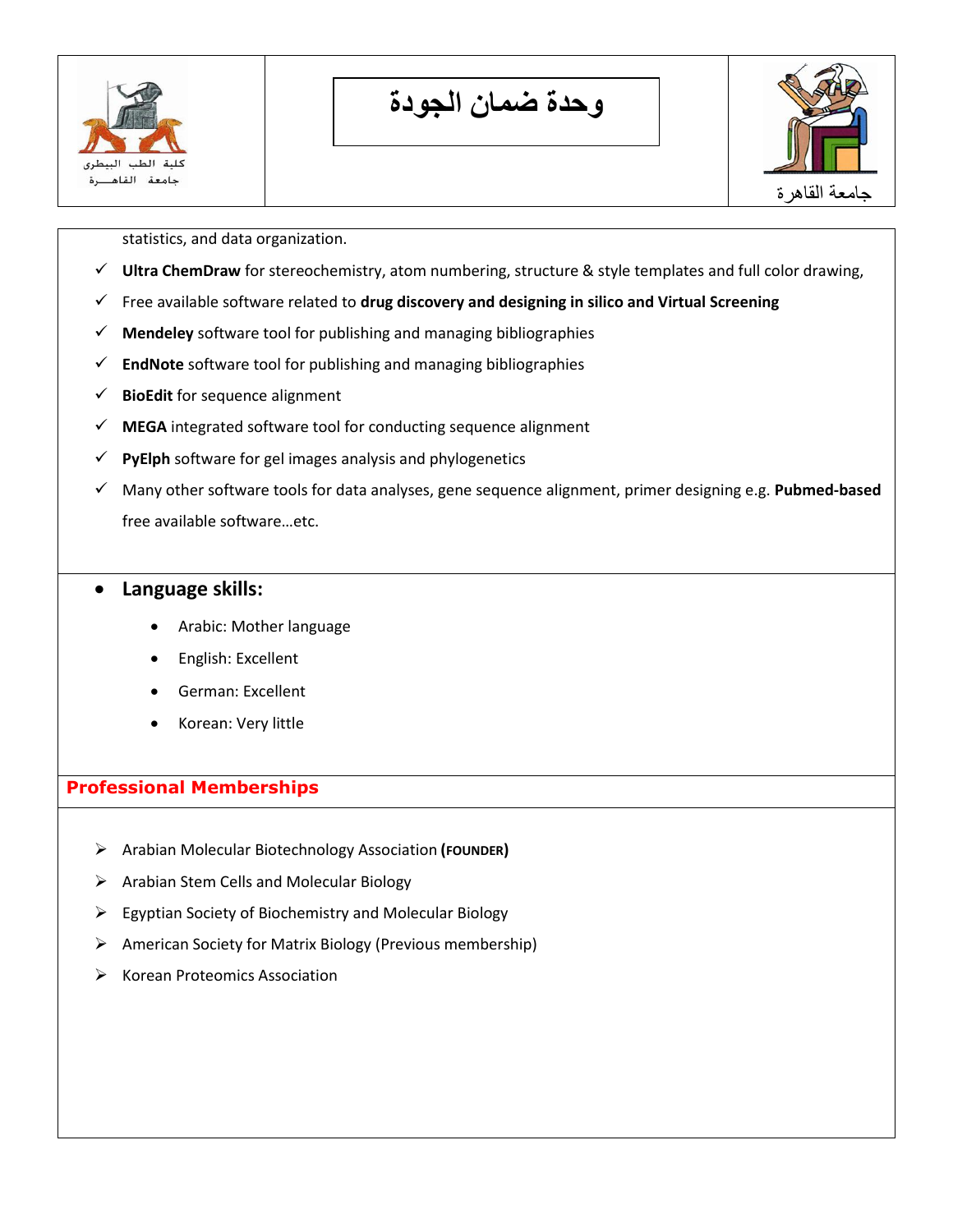statistics, and data organization.

- ✓ **Ultra ChemDraw** for stereochemistry, atom numbering, structure & style templates and full color drawing,
- ✓ Free available software related to **drug discovery and designing in silico and Virtual Screening**
- ✓ **Mendeley** software tool for publishing and managing bibliographies
- ✓ **EndNote** software tool for publishing and managing bibliographies
- ✓ **BioEdit** for sequence alignment
- ✓ **MEGA** integrated software tool for conducting sequence alignment
- ✓ **PyElph** software for gel images analysis and phylogenetics
- ✓ Many other software tools for data analyses, gene sequence alignment, primer designing e.g. **Pubmed-based** free available software…etc.

- **Language skills:**
  - Arabic: Mother language
  - English: Excellent
  - German: Excellent
  - Korean: Very little

## Professional Memberships

- ➢ Arabian Molecular Biotechnology Association **(FOUNDER)**
- ➢ Arabian Stem Cells and Molecular Biology
- ➢ Egyptian Society of Biochemistry and Molecular Biology
- ➢ American Society for Matrix Biology (Previous membership)
- ➢ Korean Proteomics Association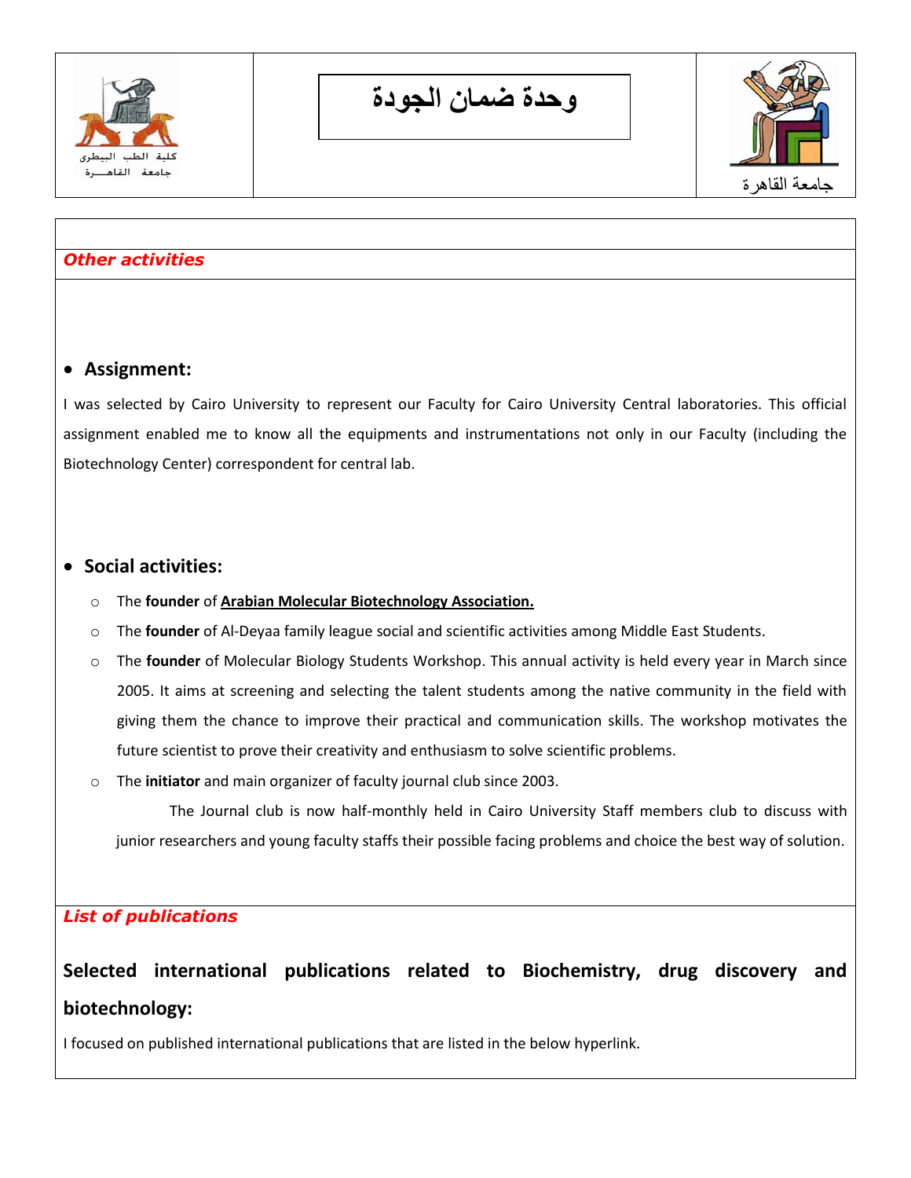Other activities

- **Assignment:**

I was selected by Cairo University to represent our Faculty for Cairo University Central laboratories. This official assignment enabled me to know all the equipments and instrumentations not only in our Faculty (including the Biotechnology Center) correspondent for central lab.

- **Social activities:**
  - The **founder** of **Arabian Molecular Biotechnology Association.**
  - The **founder** of Al-Deyaa family league social and scientific activities among Middle East Students.
  - The **founder** of Molecular Biology Students Workshop. This annual activity is held every year in March since 2005. It aims at screening and selecting the talent students among the native community in the field with giving them the chance to improve their practical and communication skills. The workshop motivates the future scientist to prove their creativity and enthusiasm to solve scientific problems.
  - The **initiator** and main organizer of faculty journal club since 2003.

    The Journal club is now half-monthly held in Cairo University Staff members club to discuss with junior researchers and young faculty staffs their possible facing problems and choice the best way of solution.

List of publications

**Selected international publications related to Biochemistry, drug discovery and biotechnology:**

I focused on published international publications that are listed in the below hyperlink.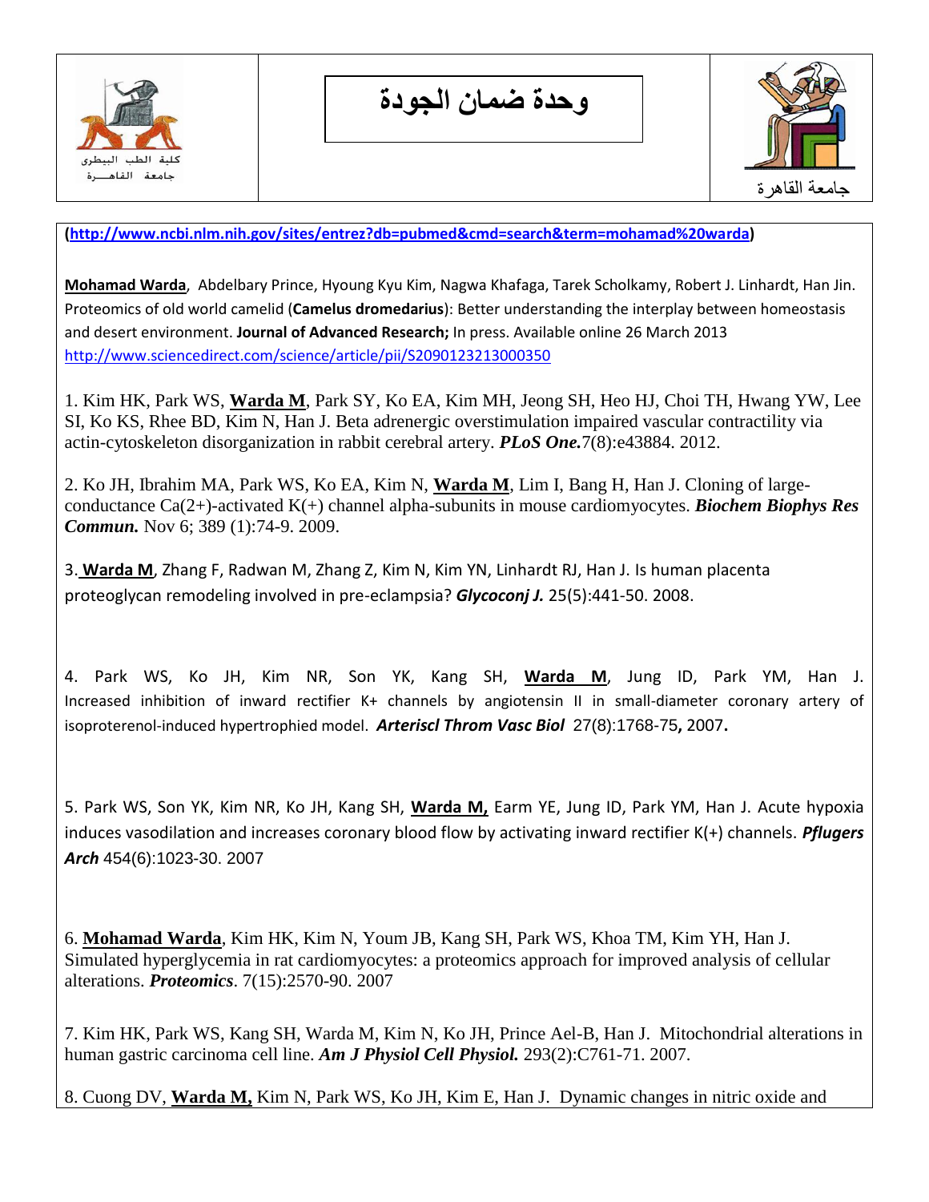(http://www.ncbi.nlm.nih.gov/sites/entrez?db=pubmed&cmd=search&term=mohamad%20warda)

**Mohamad Warda**, Abdelbary Prince, Hyoung Kyu Kim, Nagwa Khafaga, Tarek Scholkamy, Robert J. Linhardt, Han Jin. Proteomics of old world camelid (**Camelus dromedarius**): Better understanding the interplay between homeostasis and desert environment. **Journal of Advanced Research;** In press. Available online 26 March 2013 http://www.sciencedirect.com/science/article/pii/S2090123213000350

1. Kim HK, Park WS, **Warda M**, Park SY, Ko EA, Kim MH, Jeong SH, Heo HJ, Choi TH, Hwang YW, Lee SI, Ko KS, Rhee BD, Kim N, Han J. Beta adrenergic overstimulation impaired vascular contractility via actin-cytoskeleton disorganization in rabbit cerebral artery. ***PLoS One.***7(8):e43884. 2012.

2. Ko JH, Ibrahim MA, Park WS, Ko EA, Kim N, **Warda M**, Lim I, Bang H, Han J. Cloning of large-conductance $Ca^{2+}$-activated $K^{+}$ channel alpha-subunits in mouse cardiomyocytes. ***Biochem Biophys Res Commun.*** Nov 6; 389 (1):74-9. 2009.

3. **Warda M**, Zhang F, Radwan M, Zhang Z, Kim N, Kim YN, Linhardt RJ, Han J. Is human placenta proteoglycan remodeling involved in pre-eclampsia? ***Glycoconj J.*** 25(5):441-50. 2008.

4. Park WS, Ko JH, Kim NR, Son YK, Kang SH, **Warda M**, Jung ID, Park YM, Han J. Increased inhibition of inward rectifier K+ channels by angiotensin II in small-diameter coronary artery of isoproterenol-induced hypertrophied model. ***Arteriscl Throm Vasc Biol*** 27(8):1768-75**,** 2007**.**

5. Park WS, Son YK, Kim NR, Ko JH, Kang SH, **Warda M,** Earm YE, Jung ID, Park YM, Han J. Acute hypoxia induces vasodilation and increases coronary blood flow by activating inward rectifier $K^{+}$ channels. ***Pflugers Arch*** 454(6):1023-30. 2007

6. **Mohamad Warda**, Kim HK, Kim N, Youm JB, Kang SH, Park WS, Khoa TM, Kim YH, Han J. Simulated hyperglycemia in rat cardiomyocytes: a proteomics approach for improved analysis of cellular alterations. ***Proteomics***. 7(15):2570-90. 2007

7. Kim HK, Park WS, Kang SH, Warda M, Kim N, Ko JH, Prince Ael-B, Han J. Mitochondrial alterations in human gastric carcinoma cell line. ***Am J Physiol Cell Physiol.*** 293(2):C761-71. 2007.

8. Cuong DV, **Warda M,** Kim N, Park WS, Ko JH, Kim E, Han J. Dynamic changes in nitric oxide and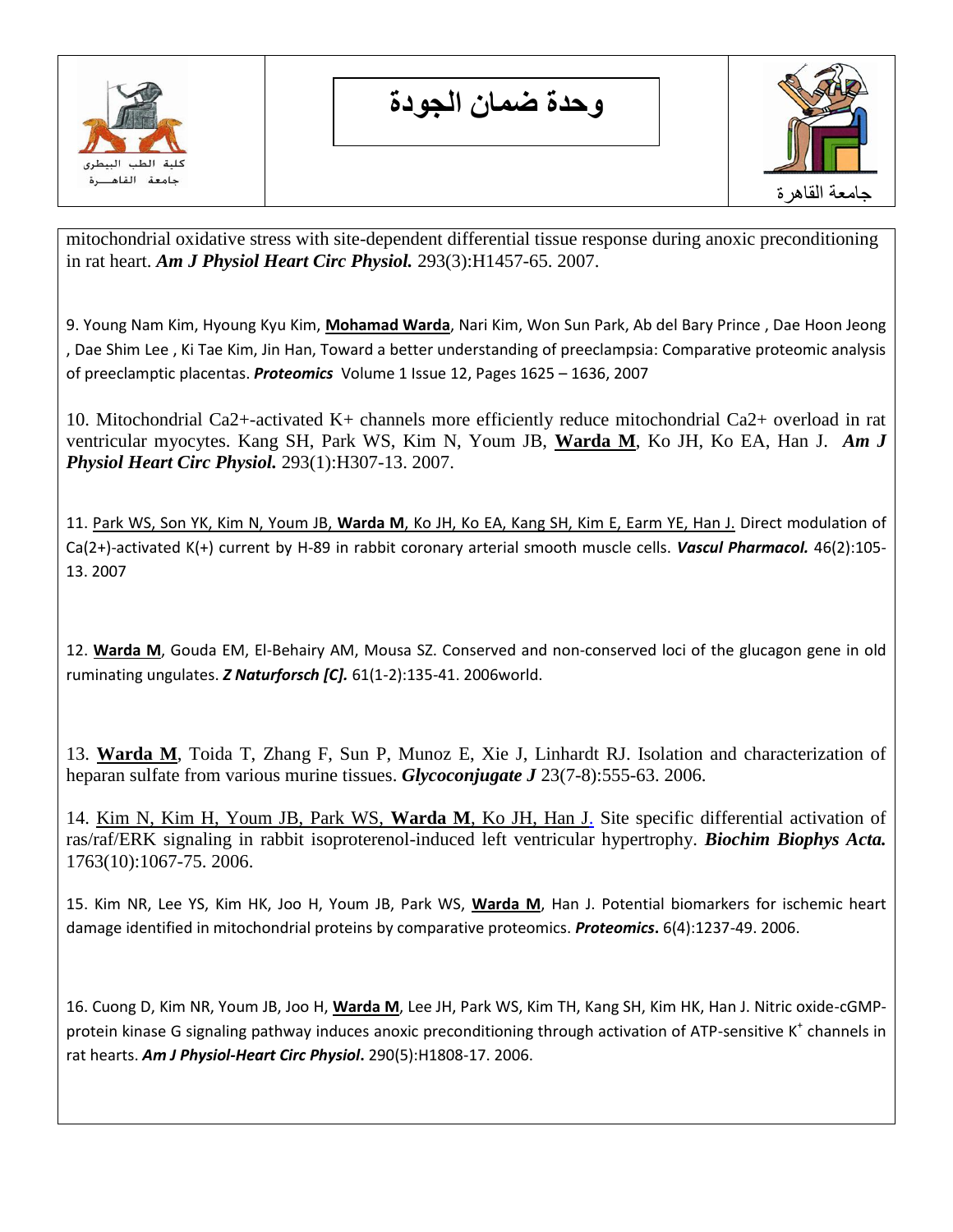mitochondrial oxidative stress with site-dependent differential tissue response during anoxic preconditioning in rat heart. ***Am J Physiol Heart Circ Physiol.*** 293(3):H1457-65. 2007.

9. Young Nam Kim, Hyoung Kyu Kim, **Mohamad Warda**, Nari Kim, Won Sun Park, Ab del Bary Prince , Dae Hoon Jeong , Dae Shim Lee , Ki Tae Kim, Jin Han, Toward a better understanding of preeclampsia: Comparative proteomic analysis of preeclamptic placentas. ***Proteomics*** Volume 1 Issue 12, Pages 1625 – 1636, 2007

10. Mitochondrial Ca2+-activated K+ channels more efficiently reduce mitochondrial Ca2+ overload in rat ventricular myocytes. Kang SH, Park WS, Kim N, Youm JB, **Warda M**, Ko JH, Ko EA, Han J. ***Am J Physiol Heart Circ Physiol.*** 293(1):H307-13. 2007.

11. Park WS, Son YK, Kim N, Youm JB, **Warda M**, Ko JH, Ko EA, Kang SH, Kim E, Earm YE, Han J. Direct modulation of Ca(2+)-activated K(+) current by H-89 in rabbit coronary arterial smooth muscle cells. ***Vascul Pharmacol.*** 46(2):105-13. 2007

12. **Warda M**, Gouda EM, El-Behairy AM, Mousa SZ. Conserved and non-conserved loci of the glucagon gene in old ruminating ungulates. ***Z Naturforsch [C].*** 61(1-2):135-41. 2006world.

13. **Warda M**, Toida T, Zhang F, Sun P, Munoz E, Xie J, Linhardt RJ. Isolation and characterization of heparan sulfate from various murine tissues. ***Glycoconjugate J*** 23(7-8):555-63. 2006.

14. Kim N, Kim H, Youm JB, Park WS, **Warda M**, Ko JH, Han J. Site specific differential activation of ras/raf/ERK signaling in rabbit isoproterenol-induced left ventricular hypertrophy. ***Biochim Biophys Acta.*** 1763(10):1067-75. 2006.

15. Kim NR, Lee YS, Kim HK, Joo H, Youm JB, Park WS, **Warda M**, Han J. Potential biomarkers for ischemic heart damage identified in mitochondrial proteins by comparative proteomics. ***Proteomics*****.** 6(4):1237-49. 2006.

16. Cuong D, Kim NR, Youm JB, Joo H, **Warda M**, Lee JH, Park WS, Kim TH, Kang SH, Kim HK, Han J. Nitric oxide-cGMP-protein kinase G signaling pathway induces anoxic preconditioning through activation of ATP-sensitive $K^+$ channels in rat hearts. ***Am J Physiol-Heart Circ Physiol*****.** 290(5):H1808-17. 2006.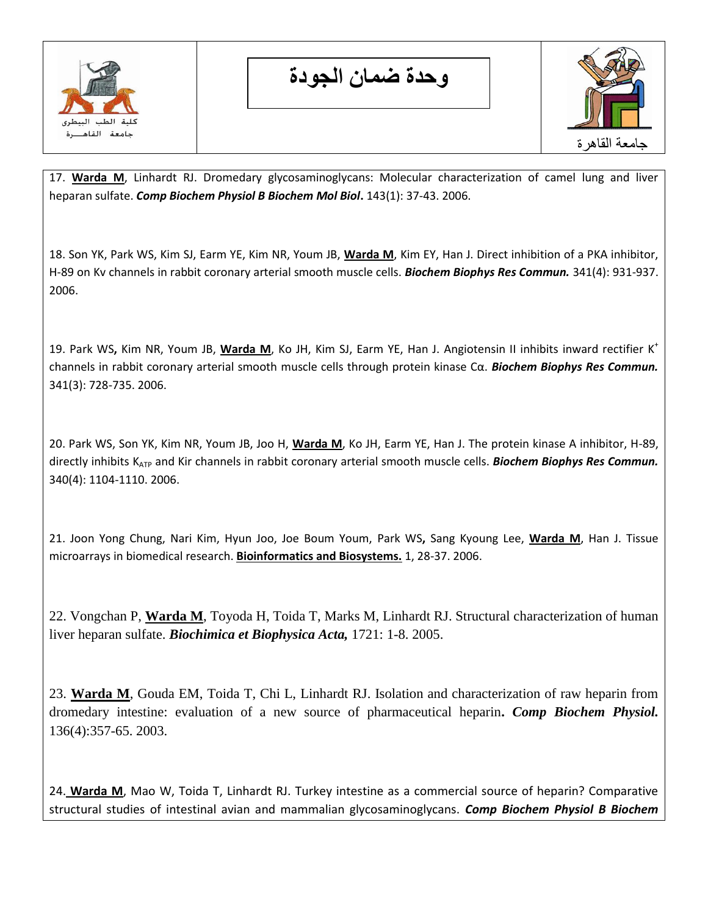17. **Warda M**, Linhardt RJ. Dromedary glycosaminoglycans: Molecular characterization of camel lung and liver heparan sulfate. ***Comp Biochem Physiol B Biochem Mol Biol***. 143(1): 37-43. 2006.

18. Son YK, Park WS, Kim SJ, Earm YE, Kim NR, Youm JB, **Warda M**, Kim EY, Han J. Direct inhibition of a PKA inhibitor, H-89 on Kv channels in rabbit coronary arterial smooth muscle cells. ***Biochem Biophys Res Commun.*** 341(4): 931-937. 2006.

19. Park WS, Kim NR, Youm JB, **Warda M**, Ko JH, Kim SJ, Earm YE, Han J. Angiotensin II inhibits inward rectifier $K^+$ channels in rabbit coronary arterial smooth muscle cells through protein kinase Cα. ***Biochem Biophys Res Commun.*** 341(3): 728-735. 2006.

20. Park WS, Son YK, Kim NR, Youm JB, Joo H, **Warda M**, Ko JH, Earm YE, Han J. The protein kinase A inhibitor, H-89, directly inhibits $K_{ATP}$ and Kir channels in rabbit coronary arterial smooth muscle cells. ***Biochem Biophys Res Commun.*** 340(4): 1104-1110. 2006.

21. Joon Yong Chung, Nari Kim, Hyun Joo, Joe Boum Youm, Park WS, Sang Kyoung Lee, **Warda M**, Han J. Tissue microarrays in biomedical research. **Bioinformatics and Biosystems.** 1, 28-37. 2006.

22. Vongchan P, **Warda M**, Toyoda H, Toida T, Marks M, Linhardt RJ. Structural characterization of human liver heparan sulfate. ***Biochimica et Biophysica Acta,*** 1721: 1-8. 2005.

23. **Warda M**, Gouda EM, Toida T, Chi L, Linhardt RJ. Isolation and characterization of raw heparin from dromedary intestine: evaluation of a new source of pharmaceutical heparin**.** ***Comp Biochem Physiol.*** 136(4):357-65. 2003.

24. **Warda M**, Mao W, Toida T, Linhardt RJ. Turkey intestine as a commercial source of heparin? Comparative structural studies of intestinal avian and mammalian glycosaminoglycans. ***Comp Biochem Physiol B Biochem***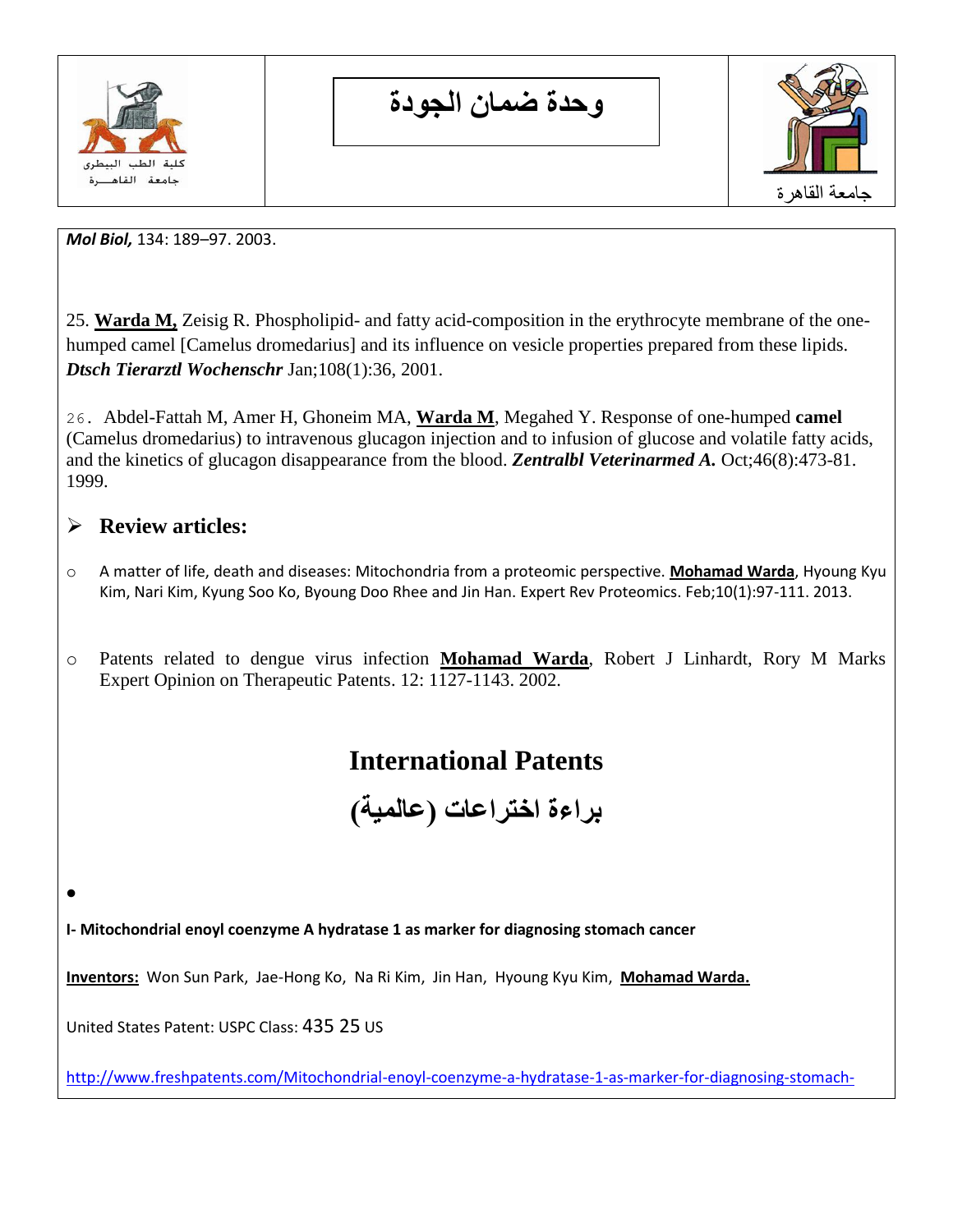*Mol Biol,* 134: 189–97. 2003.

25. **Warda M,** Zeisig R. Phospholipid- and fatty acid-composition in the erythrocyte membrane of the one-humped camel [Camelus dromedarius] and its influence on vesicle properties prepared from these lipids. ***Dtsch Tierarztl Wochenschr*** Jan;108(1):36, 2001.

26. Abdel-Fattah M, Amer H, Ghoneim MA, **Warda M**, Megahed Y. Response of one-humped **camel** (Camelus dromedarius) to intravenous glucagon injection and to infusion of glucose and volatile fatty acids, and the kinetics of glucagon disappearance from the blood. ***Zentralbl Veterinarmed A.*** Oct;46(8):473-81. 1999.

## Review articles:

- A matter of life, death and diseases: Mitochondria from a proteomic perspective. **Mohamad Warda**, Hyoung Kyu Kim, Nari Kim, Kyung Soo Ko, Byoung Doo Rhee and Jin Han. Expert Rev Proteomics. Feb;10(1):97-111. 2013.

- Patents related to dengue virus infection **Mohamad Warda**, Robert J Linhardt, Rory M Marks Expert Opinion on Therapeutic Patents. 12: 1127-1143. 2002.

# International Patents

# براءة اختراعات (عالمية)

**I- Mitochondrial enoyl coenzyme A hydratase 1 as marker for diagnosing stomach cancer**

**Inventors:** Won Sun Park, Jae-Hong Ko, Na Ri Kim, Jin Han, Hyoung Kyu Kim, **Mohamad Warda.**

United States Patent: USPC Class: 435 25 US

http://www.freshpatents.com/Mitochondrial-enoyl-coenzyme-a-hydratase-1-as-marker-for-diagnosing-stomach-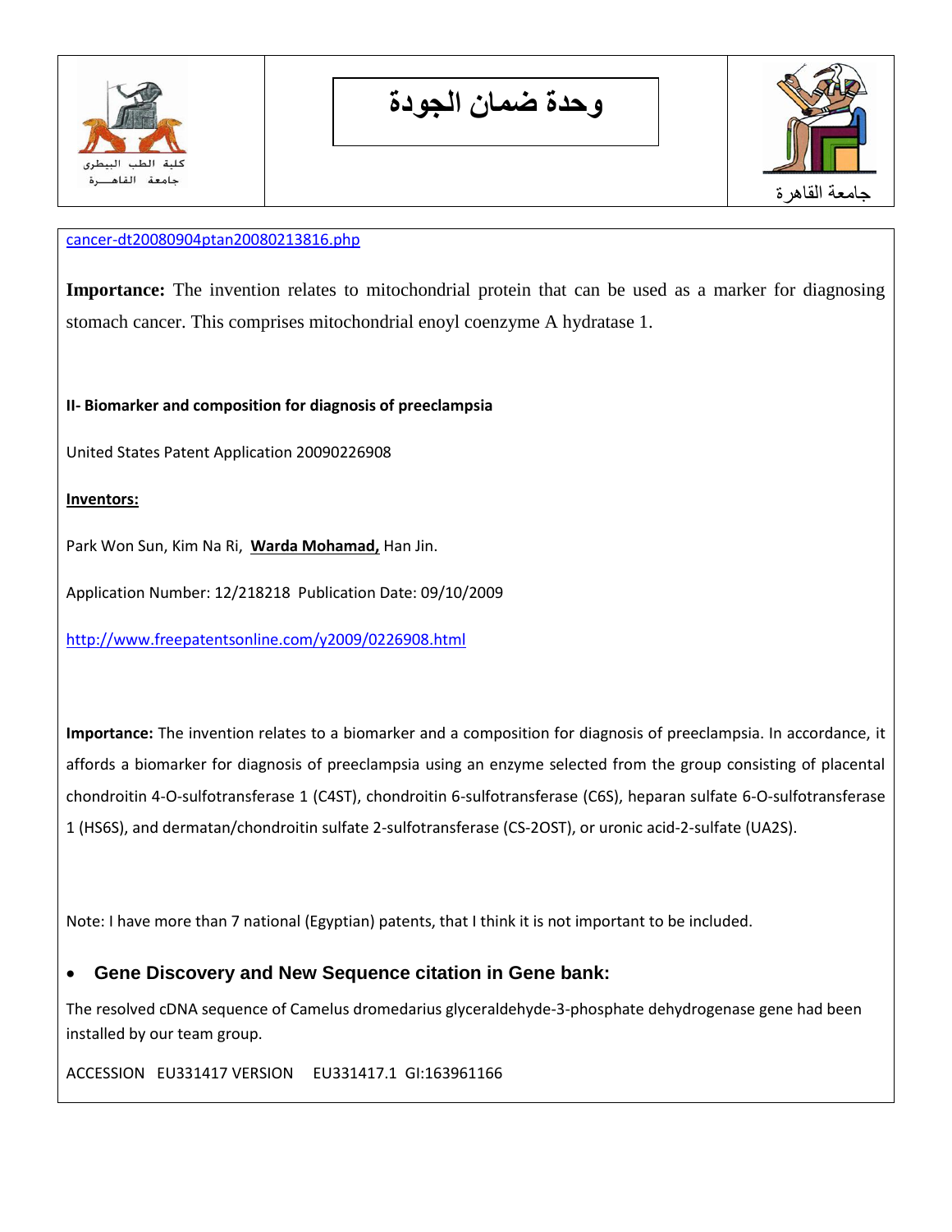cancer-dt20080904ptan20080213816.php

**Importance:** The invention relates to mitochondrial protein that can be used as a marker for diagnosing stomach cancer. This comprises mitochondrial enoyl coenzyme A hydratase 1.

**II- Biomarker and composition for diagnosis of preeclampsia**

United States Patent Application 20090226908

**Inventors:**

Park Won Sun, Kim Na Ri, **Warda Mohamad,** Han Jin.

Application Number: 12/218218 Publication Date: 09/10/2009

http://www.freepatentsonline.com/y2009/0226908.html

**Importance:** The invention relates to a biomarker and a composition for diagnosis of preeclampsia. In accordance, it affords a biomarker for diagnosis of preeclampsia using an enzyme selected from the group consisting of placental chondroitin 4-O-sulfotransferase 1 (C4ST), chondroitin 6-sulfotransferase (C6S), heparan sulfate 6-O-sulfotransferase 1 (HS6S), and dermatan/chondroitin sulfate 2-sulfotransferase (CS-2OST), or uronic acid-2-sulfate (UA2S).

Note: I have more than 7 national (Egyptian) patents, that I think it is not important to be included.

- **Gene Discovery and New Sequence citation in Gene bank:**

The resolved cDNA sequence of Camelus dromedarius glyceraldehyde-3-phosphate dehydrogenase gene had been installed by our team group.

ACCESSION EU331417 VERSION EU331417.1 GI:163961166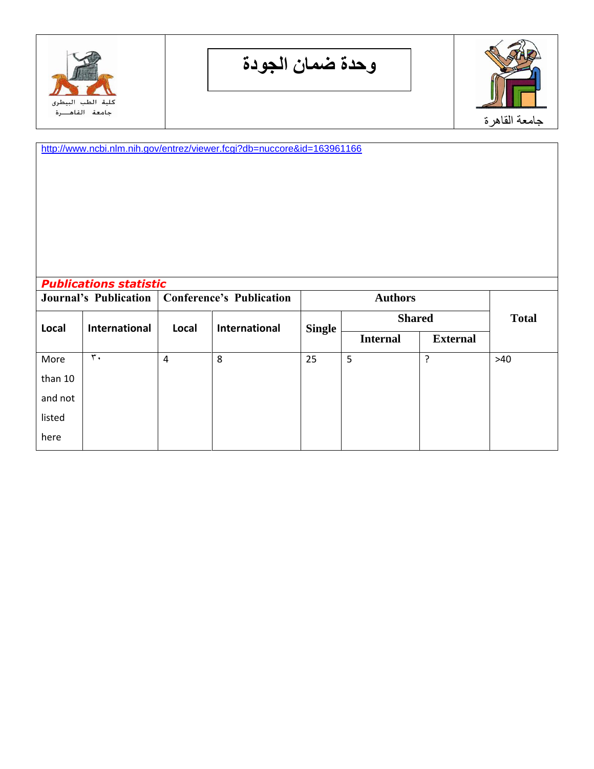| كلية الطب البيطرى جامعة القاهـــرة | وحدة ضمان الجودة | جامعة القاهرة |
|---|---|---|

http://www.ncbi.nlm.nih.gov/entrez/viewer.fcgi?db=nuccore&id=163961166

***Publications statistic***

| Journal's Publication | | Conference's Publication | | Authors | | | Total |
|---|---|---|---|---|---|---|---|
| | | | | | Shared | | |
| Local | International | Local | International | Single | Internal | External | |
| More than 10 and not listed here | ٣٠ | 4 | 8 | 25 | 5 | ? | >40 |